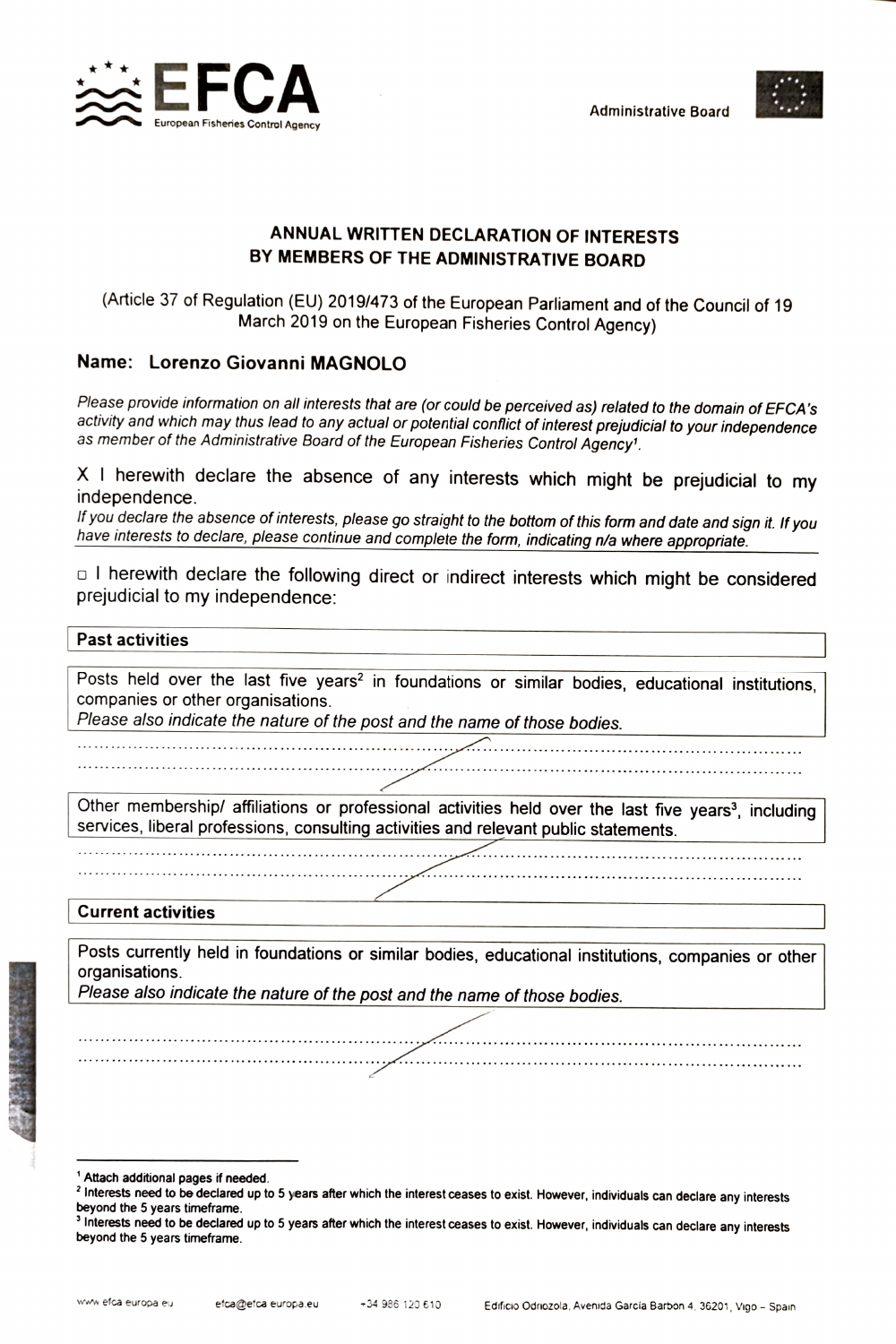EFCA

European Fisheries Control Agency

Administrative Board

## ANNUAL WRITTEN DECLARATION OF INTERESTS BY MEMBERS OF THE ADMINISTRATIVE BOARD

(Article 37 of Regulation (EU) 2019/473 of the European Parliament and of the Council of 19 March 2019 on the European Fisheries Control Agency)

**Name: Lorenzo Giovanni MAGNOLO**

*Please provide information on all interests that are (or could be perceived as) related to the domain of EFCA's activity and which may thus lead to any actual or potential conflict of interest prejudicial to your independence as member of the Administrative Board of the European Fisheries Control Agency[1].*

X I herewith declare the absence of any interests which might be prejudicial to my independence.

*If you declare the absence of interests, please go straight to the bottom of this form and date and sign it. If you have interests to declare, please continue and complete the form, indicating n/a where appropriate.*

☐ I herewith declare the following direct or indirect interests which might be considered prejudicial to my independence:

**Past activities**

Posts held over the last five years[2] in foundations or similar bodies, educational institutions, companies or other organisations.
*Please also indicate the nature of the post and the name of those bodies.*

..........................................................................................................................................

..........................................................................................................................................

Other membership/ affiliations or professional activities held over the last five years[3], including services, liberal professions, consulting activities and relevant public statements.

..........................................................................................................................................

..........................................................................................................................................

**Current activities**

Posts currently held in foundations or similar bodies, educational institutions, companies or other organisations.
*Please also indicate the nature of the post and the name of those bodies.*

..........................................................................................................................................

..........................................................................................................................................

---

[1] Attach additional pages if needed.

[2] Interests need to be declared up to 5 years after which the interest ceases to exist. However, individuals can declare any interests beyond the 5 years timeframe.

[3] Interests need to be declared up to 5 years after which the interest ceases to exist. However, individuals can declare any interests beyond the 5 years timeframe.

www.efca.europa.eu efca@efca.europa.eu +34 986 120 610 Edificio Odriozola, Avenida García Barbon 4, 36201, Vigo – Spain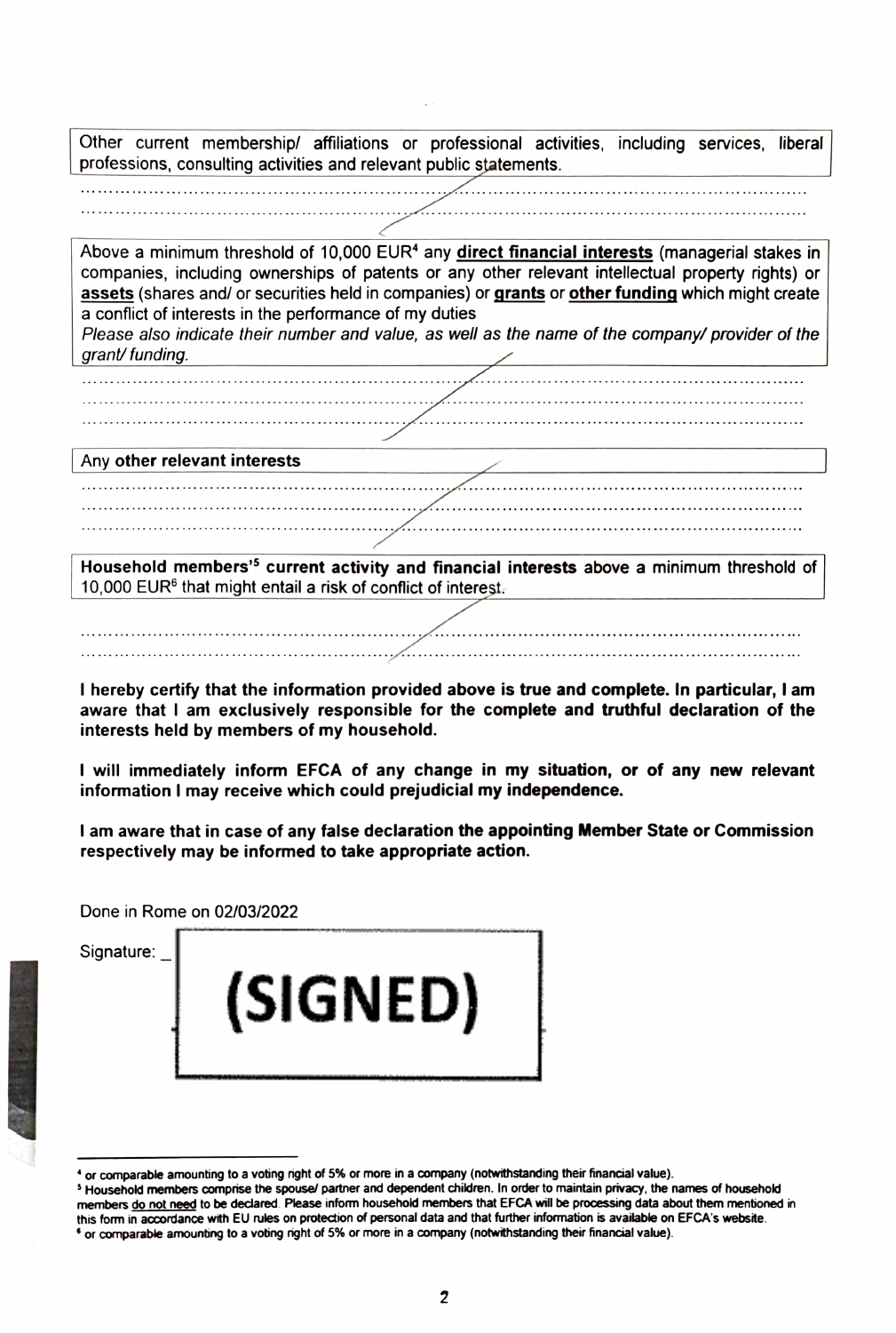Other current membership/ affiliations or professional activities, including services, liberal professions, consulting activities and relevant public statements.

…………………………………………………………………………………………………………………
…………………………………………………………………………………………………………………

Above a minimum threshold of 10,000 EUR[4] any **direct financial interests** (managerial stakes in companies, including ownerships of patents or any other relevant intellectual property rights) or **assets** (shares and/ or securities held in companies) or **grants** or **other funding** which might create a conflict of interests in the performance of my duties
*Please also indicate their number and value, as well as the name of the company/ provider of the grant/ funding.*

…………………………………………………………………………………………………………………
…………………………………………………………………………………………………………………
…………………………………………………………………………………………………………………

Any **other relevant interests**

…………………………………………………………………………………………………………………
…………………………………………………………………………………………………………………
…………………………………………………………………………………………………………………

**Household members'[5] current activity and financial interests** above a minimum threshold of 10,000 EUR[6] that might entail a risk of conflict of interest.

…………………………………………………………………………………………………………………
…………………………………………………………………………………………………………………

**I hereby certify that the information provided above is true and complete. In particular, I am aware that I am exclusively responsible for the complete and truthful declaration of the interests held by members of my household.**

**I will immediately inform EFCA of any change in my situation, or of any new relevant information I may receive which could prejudicial my independence.**

**I am aware that in case of any false declaration the appointing Member State or Commission respectively may be informed to take appropriate action.**

Done in Rome on 02/03/2022

Signature: (SIGNED)

---

[4] or comparable amounting to a voting right of 5% or more in a company (notwithstanding their financial value).
[5] Household members comprise the spouse/ partner and dependent children. In order to maintain privacy, the names of household members do not need to be declared. Please inform household members that EFCA will be processing data about them mentioned in this form in accordance with EU rules on protection of personal data and that further information is available on EFCA's website.
[6] or comparable amounting to a voting right of 5% or more in a company (notwithstanding their financial value).